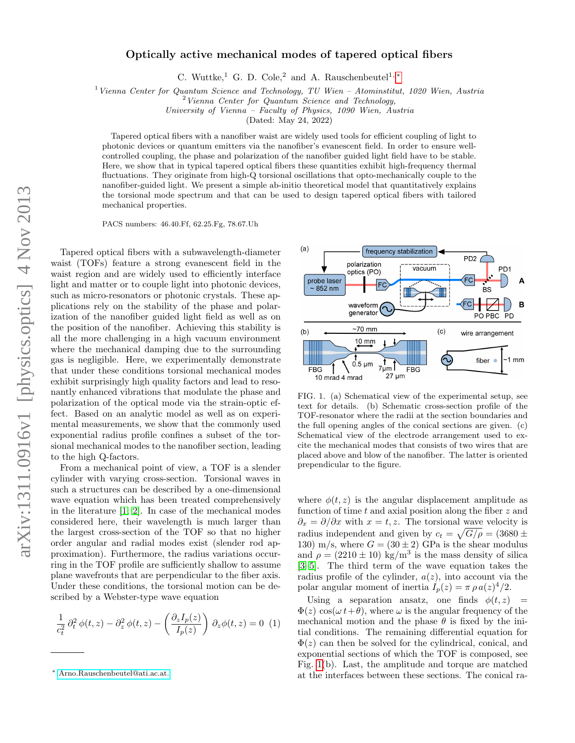# Optically active mechanical modes of tapered optical fibers

C. Wuttke,[1] G. D. Cole,[2] and A. Rauschenbeutel[1,*]

[1] *Vienna Center for Quantum Science and Technology, TU Wien – Atominstitut, 1020 Wien, Austria*
[2] *Vienna Center for Quantum Science and Technology, University of Vienna – Faculty of Physics, 1090 Wien, Austria*

(Dated: May 24, 2022)

Tapered optical fibers with a nanofiber waist are widely used tools for efficient coupling of light to photonic devices or quantum emitters via the nanofiber's evanescent field. In order to ensure well-controlled coupling, the phase and polarization of the nanofiber guided light field have to be stable. Here, we show that in typical tapered optical fibers these quantities exhibit high-frequency thermal fluctuations. They originate from high-Q torsional oscillations that opto-mechanically couple to the nanofiber-guided light. We present a simple ab-initio theoretical model that quantitatively explains the torsional mode spectrum and that can be used to design tapered optical fibers with tailored mechanical properties.

PACS numbers: 46.40.Ff, 62.25.Fg, 78.67.Uh

Tapered optical fibers with a subwavelength-diameter waist (TOFs) feature a strong evanescent field in the waist region and are widely used to efficiently interface light and matter or to couple light into photonic devices, such as micro-resonators or photonic crystals. These applications rely on the stability of the phase and polarization of the nanofiber guided light field as well as on the position of the nanofiber. Achieving this stability is all the more challenging in a high vacuum environment where the mechanical damping due to the surrounding gas is negligible. Here, we experimentally demonstrate that under these conditions torsional mechanical modes exhibit surprisingly high quality factors and lead to resonantly enhanced vibrations that modulate the phase and polarization of the optical mode via the strain-optic effect. Based on an analytic model as well as on experimental measurements, we show that the commonly used exponential radius profile confines a subset of the torsional mechanical modes to the nanofiber section, leading to the high Q-factors.

From a mechanical point of view, a TOF is a slender cylinder with varying cross-section. Torsional waves in such a structures can be described by a one-dimensional wave equation which has been treated comprehensively in the literature [1, 2]. In case of the mechanical modes considered here, their wavelength is much larger than the largest cross-section of the TOF so that no higher order angular and radial modes exist (slender rod approximation). Furthermore, the radius variations occurring in the TOF profile are sufficiently shallow to assume plane wavefronts that are perpendicular to the fiber axis. Under these conditions, the torsional motion can be described by a Webster-type wave equation

$$\frac{1}{c_t^2}\,\partial_t^2\,\phi(t,z) - \partial_z^2\,\phi(t,z) - \left(\frac{\partial_z I_p(z)}{I_p(z)}\right)\partial_z\phi(t,z) = 0 \quad (1)$$

FIG. 1. (a) Schematical view of the experimental setup, see text for details. (b) Schematic cross-section profile of the TOF-resonator where the radii at the section boundaries and the full opening angles of the conical sections are given. (c) Schematical view of the electrode arrangement used to excite the mechanical modes that consists of two wires that are placed above and blow of the nanofiber. The latter is oriented prependicular to the figure.

where $\phi(t,z)$ is the angular displacement amplitude as function of time $t$ and axial position along the fiber $z$ and $\partial_x = \partial/\partial x$ with $x = t, z$. The torsional wave velocity is radius independent and given by $c_t = \sqrt{G/\rho} = (3680 \pm 130)$ m/s, where $G = (30 \pm 2)$ GPa is the shear modulus and $\rho = (2210 \pm 10)$ kg/m$^3$ is the mass density of silica [3–5]. The third term of the wave equation takes the radius profile of the cylinder, $a(z)$, into account via the polar angular moment of inertia $I_p(z) = \pi\,\rho\,a(z)^4/2$.

Using a separation ansatz, one finds $\phi(t,z) = \Phi(z)\cos(\omega\,t+\theta)$, where $\omega$ is the angular frequency of the mechanical motion and the phase $\theta$ is fixed by the initial conditions. The remaining differential equation for $\Phi(z)$ can then be solved for the cylindrical, conical, and exponential sections of which the TOF is composed, see Fig. 1(b). Last, the amplitude and torque are matched at the interfaces between these sections. The conical ra-

* Arno.Rauschenbeutel@ati.ac.at.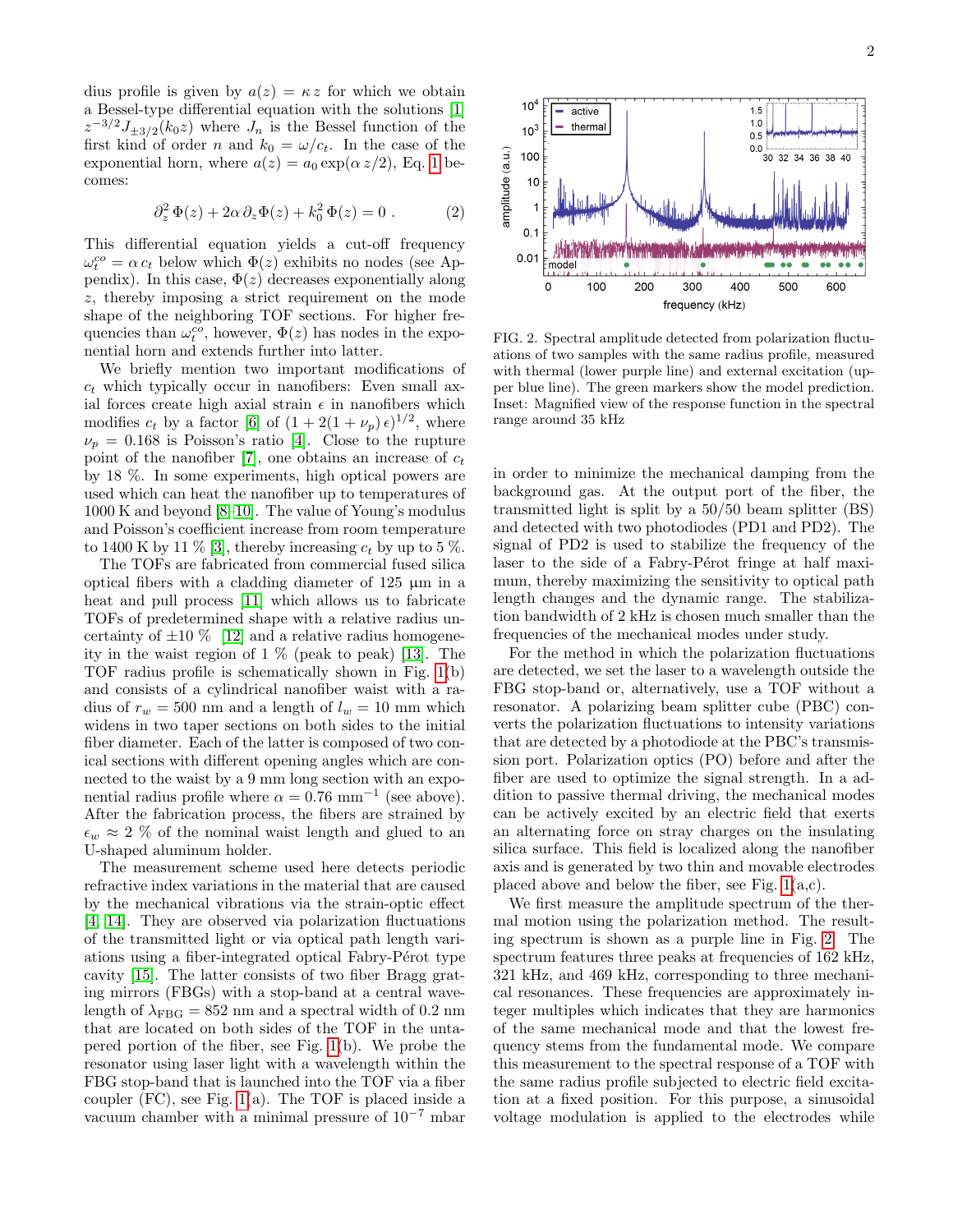dius profile is given by $a(z) = \kappa\, z$ for which we obtain a Bessel-type differential equation with the solutions [1] $z^{-3/2} J_{\pm 3/2}(k_0 z)$ where $J_n$ is the Bessel function of the first kind of order $n$ and $k_0 = \omega/c_t$. In the case of the exponential horn, where $a(z) = a_0 \exp(\alpha\, z/2)$, Eq. 1 becomes:

$$\partial_z^2\, \Phi(z) + 2\alpha\, \partial_z \Phi(z) + k_0^2\, \Phi(z) = 0\ . \qquad (2)$$

This differential equation yields a cut-off frequency $\omega_t^{co} = \alpha\, c_t$ below which $\Phi(z)$ exhibits no nodes (see Appendix). In this case, $\Phi(z)$ decreases exponentially along $z$, thereby imposing a strict requirement on the mode shape of the neighboring TOF sections. For higher frequencies than $\omega_t^{co}$, however, $\Phi(z)$ has nodes in the exponential horn and extends further into latter.

We briefly mention two important modifications of $c_t$ which typically occur in nanofibers: Even small axial forces create high axial strain $\epsilon$ in nanofibers which modifies $c_t$ by a factor [6] of $(1 + 2(1 + \nu_p)\,\epsilon)^{1/2}$, where $\nu_p = 0.168$ is Poisson's ratio [4]. Close to the rupture point of the nanofiber [7], one obtains an increase of $c_t$ by 18 %. In some experiments, high optical powers are used which can heat the nanofiber up to temperatures of 1000 K and beyond [8–10]. The value of Young's modulus and Poisson's coefficient increase from room temperature to 1400 K by 11 % [3], thereby increasing $c_t$ by up to 5 %.

The TOFs are fabricated from commercial fused silica optical fibers with a cladding diameter of 125 µm in a heat and pull process [11] which allows us to fabricate TOFs of predetermined shape with a relative radius uncertainty of ±10 % [12] and a relative radius homogeneity in the waist region of 1 % (peak to peak) [13]. The TOF radius profile is schematically shown in Fig. 1(b) and consists of a cylindrical nanofiber waist with a radius of $r_w = 500$ nm and a length of $l_w = 10$ mm which widens in two taper sections on both sides to the initial fiber diameter. Each of the latter is composed of two conical sections with different opening angles which are connected to the waist by a 9 mm long section with an exponential radius profile where $\alpha = 0.76\ \text{mm}^{-1}$ (see above). After the fabrication process, the fibers are strained by $\epsilon_w \approx 2$ % of the nominal waist length and glued to an U-shaped aluminum holder.

The measurement scheme used here detects periodic refractive index variations in the material that are caused by the mechanical vibrations via the strain-optic effect [4, 14]. They are observed via polarization fluctuations of the transmitted light or via optical path length variations using a fiber-integrated optical Fabry-Pérot type cavity [15]. The latter consists of two fiber Bragg grating mirrors (FBGs) with a stop-band at a central wavelength of $\lambda_{\text{FBG}} = 852$ nm and a spectral width of 0.2 nm that are located on both sides of the TOF in the untapered portion of the fiber, see Fig. 1(b). We probe the resonator using laser light with a wavelength within the FBG stop-band that is launched into the TOF via a fiber coupler (FC), see Fig. 1(a). The TOF is placed inside a vacuum chamber with a minimal pressure of $10^{-7}$ mbar

FIG. 2. Spectral amplitude detected from polarization fluctuations of two samples with the same radius profile, measured with thermal (lower purple line) and external excitation (upper blue line). The green markers show the model prediction. Inset: Magnified view of the response function in the spectral range around 35 kHz

in order to minimize the mechanical damping from the background gas. At the output port of the fiber, the transmitted light is split by a 50/50 beam splitter (BS) and detected with two photodiodes (PD1 and PD2). The signal of PD2 is used to stabilize the frequency of the laser to the side of a Fabry-Pérot fringe at half maximum, thereby maximizing the sensitivity to optical path length changes and the dynamic range. The stabilization bandwidth of 2 kHz is chosen much smaller than the frequencies of the mechanical modes under study.

For the method in which the polarization fluctuations are detected, we set the laser to a wavelength outside the FBG stop-band or, alternatively, use a TOF without a resonator. A polarizing beam splitter cube (PBC) converts the polarization fluctuations to intensity variations that are detected by a photodiode at the PBC's transmission port. Polarization optics (PO) before and after the fiber are used to optimize the signal strength. In addition to passive thermal driving, the mechanical modes can be actively excited by an electric field that exerts an alternating force on stray charges on the insulating silica surface. This field is localized along the nanofiber axis and is generated by two thin and movable electrodes placed above and below the fiber, see Fig. 1(a,c).

We first measure the amplitude spectrum of the thermal motion using the polarization method. The resulting spectrum is shown as a purple line in Fig. 2. The spectrum features three peaks at frequencies of 162 kHz, 321 kHz, and 469 kHz, corresponding to three mechanical resonances. These frequencies are approximately integer multiples which indicates that they are harmonics of the same mechanical mode and that the lowest frequency stems from the fundamental mode. We compare this measurement to the spectral response of a TOF with the same radius profile subjected to electric field excitation at a fixed position. For this purpose, a sinusoidal voltage modulation is applied to the electrodes while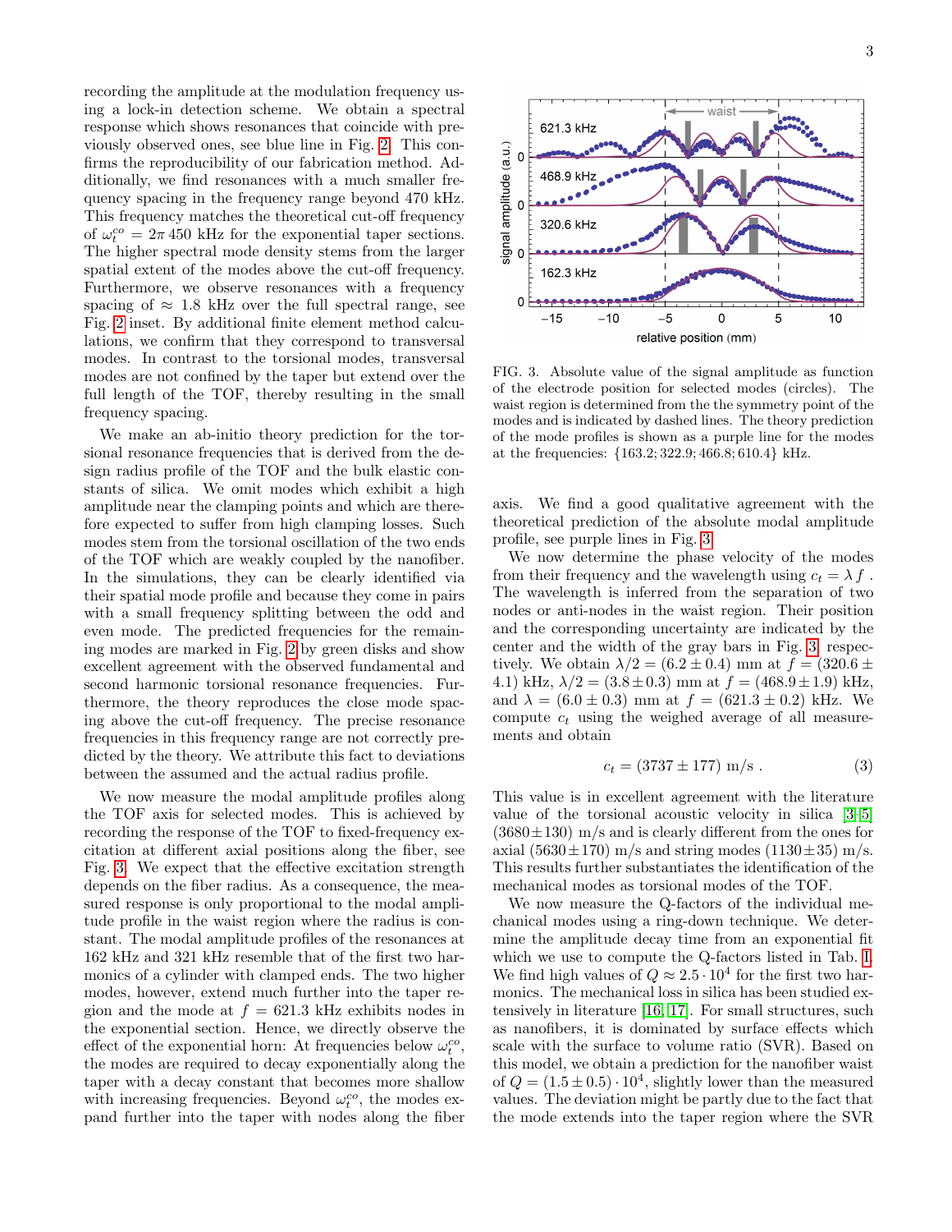recording the amplitude at the modulation frequency using a lock-in detection scheme. We obtain a spectral response which shows resonances that coincide with previously observed ones, see blue line in Fig. 2. This confirms the reproducibility of our fabrication method. Additionally, we find resonances with a much smaller frequency spacing in the frequency range beyond 470 kHz. This frequency matches the theoretical cut-off frequency of $\omega_t^{co} = 2\pi\,450$ kHz for the exponential taper sections. The higher spectral mode density stems from the larger spatial extent of the modes above the cut-off frequency. Furthermore, we observe resonances with a frequency spacing of $\approx 1.8$ kHz over the full spectral range, see Fig. 2 inset. By additional finite element method calculations, we confirm that they correspond to transversal modes. In contrast to the torsional modes, transversal modes are not confined by the taper but extend over the full length of the TOF, thereby resulting in the small frequency spacing.

We make an ab-initio theory prediction for the torsional resonance frequencies that is derived from the design radius profile of the TOF and the bulk elastic constants of silica. We omit modes which exhibit a high amplitude near the clamping points and which are therefore expected to suffer from high clamping losses. Such modes stem from the torsional oscillation of the two ends of the TOF which are weakly coupled by the nanofiber. In the simulations, they can be clearly identified via their spatial mode profile and because they come in pairs with a small frequency splitting between the odd and even mode. The predicted frequencies for the remaining modes are marked in Fig. 2 by green disks and show excellent agreement with the observed fundamental and second harmonic torsional resonance frequencies. Furthermore, the theory reproduces the close mode spacing above the cut-off frequency. The precise resonance frequencies in this frequency range are not correctly predicted by the theory. We attribute this fact to deviations between the assumed and the actual radius profile.

We now measure the modal amplitude profiles along the TOF axis for selected modes. This is achieved by recording the response of the TOF to fixed-frequency excitation at different axial positions along the fiber, see Fig. 3. We expect that the effective excitation strength depends on the fiber radius. As a consequence, the measured response is only proportional to the modal amplitude profile in the waist region where the radius is constant. The modal amplitude profiles of the resonances at 162 kHz and 321 kHz resemble that of the first two harmonics of a cylinder with clamped ends. The two higher modes, however, extend much further into the taper region and the mode at $f = 621.3$ kHz exhibits nodes in the exponential section. Hence, we directly observe the effect of the exponential horn: At frequencies below $\omega_t^{co}$, the modes are required to decay exponentially along the taper with a decay constant that becomes more shallow with increasing frequencies. Beyond $\omega_t^{co}$, the modes expand further into the taper with nodes along the fiber axis. We find a good qualitative agreement with the theoretical prediction of the absolute modal amplitude profile, see purple lines in Fig. 3.

FIG. 3. Absolute value of the signal amplitude as function of the electrode position for selected modes (circles). The waist region is determined from the the symmetry point of the modes and is indicated by dashed lines. The theory prediction of the mode profiles is shown as a purple line for the modes at the frequencies: {163.2; 322.9; 466.8; 610.4} kHz.

We now determine the phase velocity of the modes from their frequency and the wavelength using $c_t = \lambda\, f$ . The wavelength is inferred from the separation of two nodes or anti-nodes in the waist region. Their position and the corresponding uncertainty are indicated by the center and the width of the gray bars in Fig. 3, respectively. We obtain $\lambda/2 = (6.2 \pm 0.4)$ mm at $f = (320.6 \pm 4.1)$ kHz, $\lambda/2 = (3.8 \pm 0.3)$ mm at $f = (468.9 \pm 1.9)$ kHz, and $\lambda = (6.0 \pm 0.3)$ mm at $f = (621.3 \pm 0.2)$ kHz. We compute $c_t$ using the weighed average of all measurements and obtain

$$c_t = (3737 \pm 177)\ \text{m/s}\ . \tag{3}$$

This value is in excellent agreement with the literature value of the torsional acoustic velocity in silica [3–5] $(3680 \pm 130)$ m/s and is clearly different from the ones for axial $(5630 \pm 170)$ m/s and string modes $(1130 \pm 35)$ m/s. This results further substantiates the identification of the mechanical modes as torsional modes of the TOF.

We now measure the Q-factors of the individual mechanical modes using a ring-down technique. We determine the amplitude decay time from an exponential fit which we use to compute the Q-factors listed in Tab. I. We find high values of $Q \approx 2.5 \cdot 10^4$ for the first two harmonics. The mechanical loss in silica has been studied extensively in literature [16, 17]. For small structures, such as nanofibers, it is dominated by surface effects which scale with the surface to volume ratio (SVR). Based on this model, we obtain a prediction for the nanofiber waist of $Q = (1.5 \pm 0.5) \cdot 10^4$, slightly lower than the measured values. The deviation might be partly due to the fact that the mode extends into the taper region where the SVR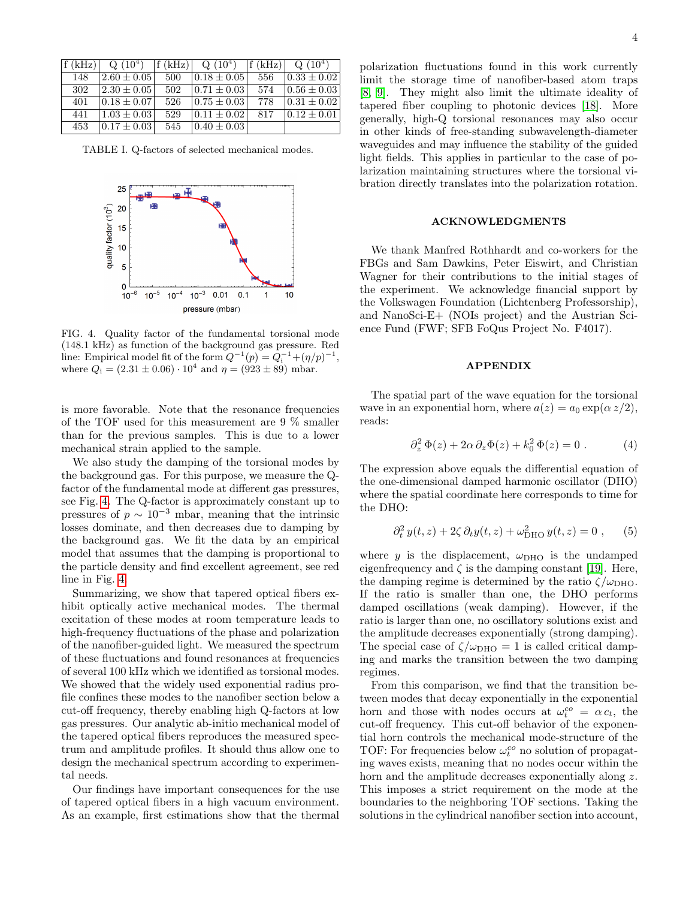| f (kHz) | Q ($10^4$) | f (kHz) | Q ($10^4$) | f (kHz) | Q ($10^4$) |
|---|---|---|---|---|---|
| 148 | $2.60 \pm 0.05$ | 500 | $0.18 \pm 0.05$ | 556 | $0.33 \pm 0.02$ |
| 302 | $2.30 \pm 0.05$ | 502 | $0.71 \pm 0.03$ | 574 | $0.56 \pm 0.03$ |
| 401 | $0.18 \pm 0.07$ | 526 | $0.75 \pm 0.03$ | 778 | $0.31 \pm 0.02$ |
| 441 | $1.03 \pm 0.03$ | 529 | $0.11 \pm 0.02$ | 817 | $0.12 \pm 0.01$ |
| 453 | $0.17 \pm 0.03$ | 545 | $0.40 \pm 0.03$ | | |

TABLE I. Q-factors of selected mechanical modes.

FIG. 4. Quality factor of the fundamental torsional mode (148.1 kHz) as function of the background gas pressure. Red line: Empirical model fit of the form $Q^{-1}(p) = Q_\mathrm{i}^{-1} + (\eta/p)^{-1}$, where $Q_\mathrm{i} = (2.31 \pm 0.06) \cdot 10^4$ and $\eta = (923 \pm 89)$ mbar.

is more favorable. Note that the resonance frequencies of the TOF used for this measurement are 9 % smaller than for the previous samples. This is due to a lower mechanical strain applied to the sample.

We also study the damping of the torsional modes by the background gas. For this purpose, we measure the Q-factor of the fundamental mode at different gas pressures, see Fig. 4. The Q-factor is approximately constant up to pressures of $p \sim 10^{-3}$ mbar, meaning that the intrinsic losses dominate, and then decreases due to damping by the background gas. We fit the data by an empirical model that assumes that the damping is proportional to the particle density and find excellent agreement, see red line in Fig. 4.

Summarizing, we show that tapered optical fibers exhibit optically active mechanical modes. The thermal excitation of these modes at room temperature leads to high-frequency fluctuations of the phase and polarization of the nanofiber-guided light. We measured the spectrum of these fluctuations and found resonances at frequencies of several 100 kHz which we identified as torsional modes. We showed that the widely used exponential radius profile confines these modes to the nanofiber section below a cut-off frequency, thereby enabling high Q-factors at low gas pressures. Our analytic ab-initio mechanical model of the tapered optical fibers reproduces the measured spectrum and amplitude profiles. It should thus allow one to design the mechanical spectrum according to experimental needs.

Our findings have important consequences for the use of tapered optical fibers in a high vacuum environment. As an example, first estimations show that the thermal polarization fluctuations found in this work currently limit the storage time of nanofiber-based atom traps [8, 9]. They might also limit the ultimate ideality of tapered fiber coupling to photonic devices [18]. More generally, high-Q torsional resonances may also occur in other kinds of free-standing subwavelength-diameter waveguides and may influence the stability of the guided light fields. This applies in particular to the case of polarization maintaining structures where the torsional vibration directly translates into the polarization rotation.

## ACKNOWLEDGMENTS

We thank Manfred Rothhardt and co-workers for the FBGs and Sam Dawkins, Peter Eiswirt, and Christian Wagner for their contributions to the initial stages of the experiment. We acknowledge financial support by the Volkswagen Foundation (Lichtenberg Professorship), and NanoSci-E+ (NOIs project) and the Austrian Science Fund (FWF; SFB FoQus Project No. F4017).

## APPENDIX

The spatial part of the wave equation for the torsional wave in an exponential horn, where $a(z) = a_0 \exp(\alpha\, z/2)$, reads:

$$\partial_z^2\, \Phi(z) + 2\alpha\, \partial_z \Phi(z) + k_0^2\, \Phi(z) = 0\ . \tag{4}$$

The expression above equals the differential equation of the one-dimensional damped harmonic oscillator (DHO) where the spatial coordinate here corresponds to time for the DHO:

$$\partial_t^2\, y(t,z) + 2\zeta\, \partial_t y(t,z) + \omega_\mathrm{DHO}^2\, y(t,z) = 0\ , \tag{5}$$

where $y$ is the displacement, $\omega_\mathrm{DHO}$ is the undamped eigenfrequency and $\zeta$ is the damping constant [19]. Here, the damping regime is determined by the ratio $\zeta/\omega_\mathrm{DHO}$. If the ratio is smaller than one, the DHO performs damped oscillations (weak damping). However, if the ratio is larger than one, no oscillatory solutions exist and the amplitude decreases exponentially (strong damping). The special case of $\zeta/\omega_\mathrm{DHO} = 1$ is called critical damping and marks the transition between the two damping regimes.

From this comparison, we find that the transition between modes that decay exponentially in the exponential horn and those with nodes occurs at $\omega_t^{co} = \alpha\, c_t$, the cut-off frequency. This cut-off behavior of the exponential horn controls the mechanical mode-structure of the TOF: For frequencies below $\omega_t^{co}$ no solution of propagating waves exists, meaning that no nodes occur within the horn and the amplitude decreases exponentially along $z$. This imposes a strict requirement on the mode at the boundaries to the neighboring TOF sections. Taking the solutions in the cylindrical nanofiber section into account,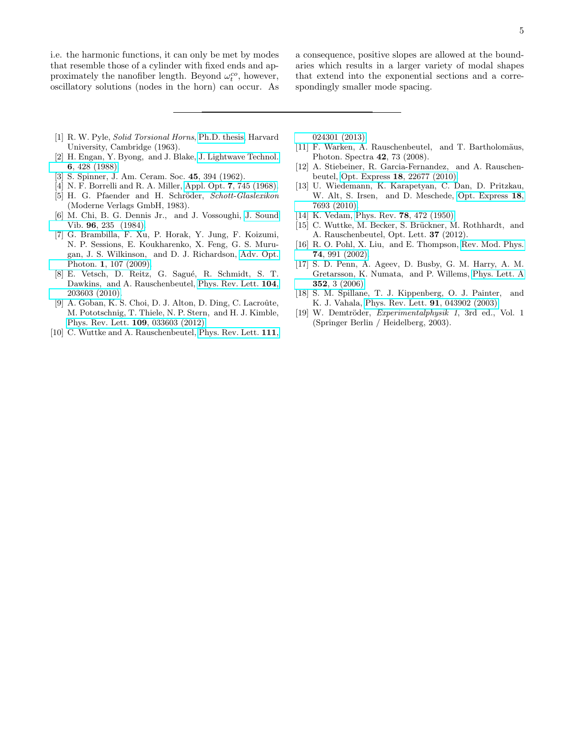i.e. the harmonic functions, it can only be met by modes that resemble those of a cylinder with fixed ends and approximately the nanofiber length. Beyond $\omega_t^{co}$, however, oscillatory solutions (nodes in the horn) can occur. As a consequence, positive slopes are allowed at the boundaries which results in a larger variety of modal shapes that extend into the exponential sections and a correspondingly smaller mode spacing.

---

[1] R. W. Pyle, *Solid Torsional Horns*, Ph.D. thesis, Harvard University, Cambridge (1963).

[2] H. Engan, Y. Byong, and J. Blake, J. Lightwave Technol. **6**, 428 (1988).

[3] S. Spinner, J. Am. Ceram. Soc. **45**, 394 (1962).

[4] N. F. Borrelli and R. A. Miller, Appl. Opt. **7**, 745 (1968).

[5] H. G. Pfaender and H. Schröder, *Schott-Glaslexikon* (Moderne Verlags GmbH, 1983).

[6] M. Chi, B. G. Dennis Jr., and J. Vossoughi, J. Sound Vib. **96**, 235 (1984).

[7] G. Brambilla, F. Xu, P. Horak, Y. Jung, F. Koizumi, N. P. Sessions, E. Koukharenko, X. Feng, G. S. Murugan, J. S. Wilkinson, and D. J. Richardson, Adv. Opt. Photon. **1**, 107 (2009).

[8] E. Vetsch, D. Reitz, G. Sagué, R. Schmidt, S. T. Dawkins, and A. Rauschenbeutel, Phys. Rev. Lett. **104**, 203603 (2010).

[9] A. Goban, K. S. Choi, D. J. Alton, D. Ding, C. Lacroûte, M. Pototschnig, T. Thiele, N. P. Stern, and H. J. Kimble, Phys. Rev. Lett. **109**, 033603 (2012).

[10] C. Wuttke and A. Rauschenbeutel, Phys. Rev. Lett. **111**, 024301 (2013).

[11] F. Warken, A. Rauschenbeutel, and T. Bartholomäus, Photon. Spectra **42**, 73 (2008).

[12] A. Stiebeiner, R. Garcia-Fernandez, and A. Rauschenbeutel, Opt. Express **18**, 22677 (2010).

[13] U. Wiedemann, K. Karapetyan, C. Dan, D. Pritzkau, W. Alt, S. Irsen, and D. Meschede, Opt. Express **18**, 7693 (2010).

[14] K. Vedam, Phys. Rev. **78**, 472 (1950).

[15] C. Wuttke, M. Becker, S. Brückner, M. Rothhardt, and A. Rauschenbeutel, Opt. Lett. **37** (2012).

[16] R. O. Pohl, X. Liu, and E. Thompson, Rev. Mod. Phys. **74**, 991 (2002).

[17] S. D. Penn, A. Ageev, D. Busby, G. M. Harry, A. M. Gretarsson, K. Numata, and P. Willems, Phys. Lett. A **352**, 3 (2006).

[18] S. M. Spillane, T. J. Kippenberg, O. J. Painter, and K. J. Vahala, Phys. Rev. Lett. **91**, 043902 (2003).

[19] W. Demtröder, *Experimentalphysik 1*, 3rd ed., Vol. 1 (Springer Berlin / Heidelberg, 2003).